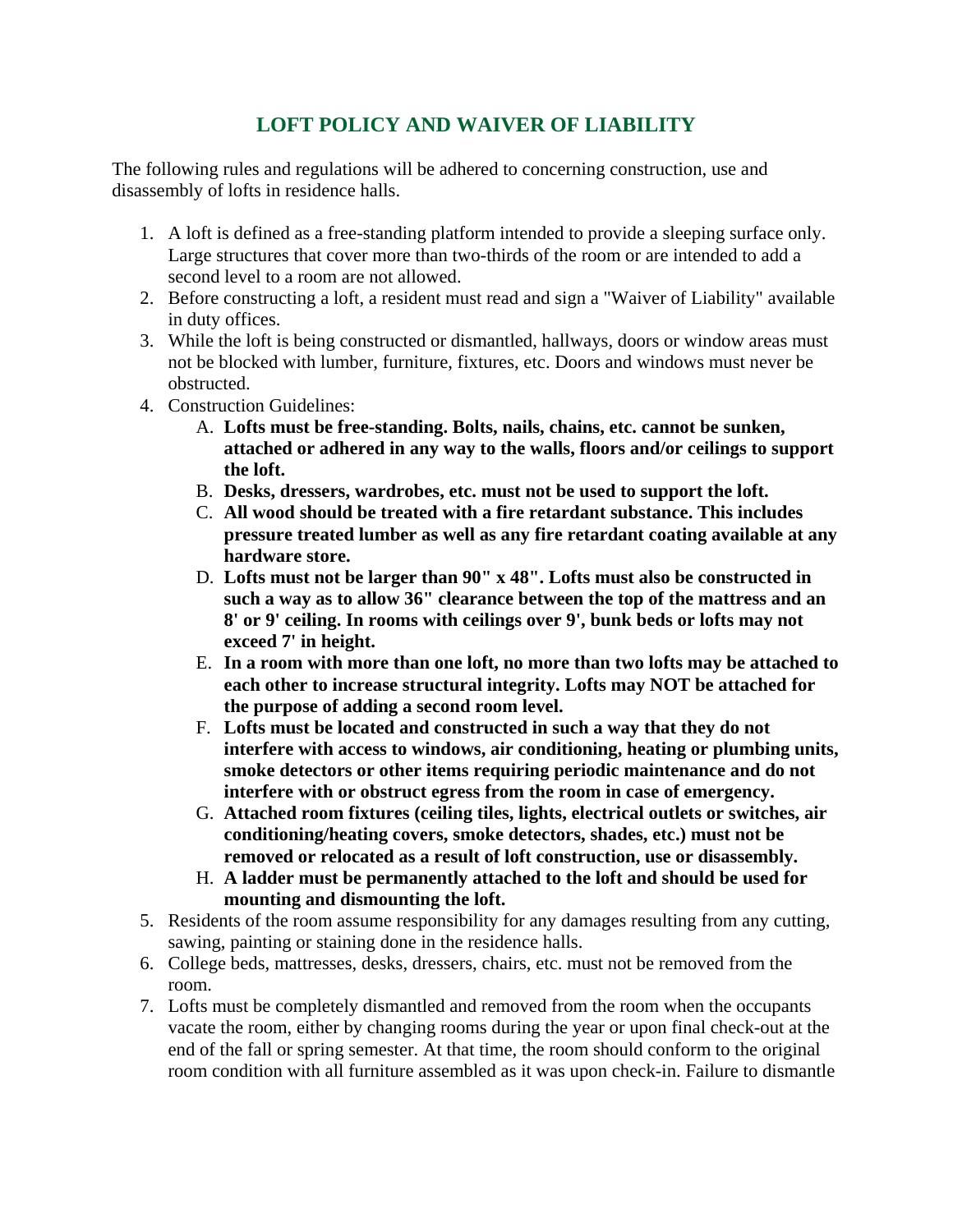# LOFT POLICY AND WAIVER OF LIABILITY

The following rules and regulations will be adhered to concerning construction, use and disassembly of lofts in residence halls.

1. A loft is defined as a free-standing platform intended to provide a sleeping surface only. Large structures that cover more than two-thirds of the room or are intended to add a second level to a room are not allowed.
2. Before constructing a loft, a resident must read and sign a "Waiver of Liability" available in duty offices.
3. While the loft is being constructed or dismantled, hallways, doors or window areas must not be blocked with lumber, furniture, fixtures, etc. Doors and windows must never be obstructed.
4. Construction Guidelines:
   A. **Lofts must be free-standing. Bolts, nails, chains, etc. cannot be sunken, attached or adhered in any way to the walls, floors and/or ceilings to support the loft.**
   B. **Desks, dressers, wardrobes, etc. must not be used to support the loft.**
   C. **All wood should be treated with a fire retardant substance. This includes pressure treated lumber as well as any fire retardant coating available at any hardware store.**
   D. **Lofts must not be larger than 90" x 48". Lofts must also be constructed in such a way as to allow 36" clearance between the top of the mattress and an 8' or 9' ceiling. In rooms with ceilings over 9', bunk beds or lofts may not exceed 7' in height.**
   E. **In a room with more than one loft, no more than two lofts may be attached to each other to increase structural integrity. Lofts may NOT be attached for the purpose of adding a second room level.**
   F. **Lofts must be located and constructed in such a way that they do not interfere with access to windows, air conditioning, heating or plumbing units, smoke detectors or other items requiring periodic maintenance and do not interfere with or obstruct egress from the room in case of emergency.**
   G. **Attached room fixtures (ceiling tiles, lights, electrical outlets or switches, air conditioning/heating covers, smoke detectors, shades, etc.) must not be removed or relocated as a result of loft construction, use or disassembly.**
   H. **A ladder must be permanently attached to the loft and should be used for mounting and dismounting the loft.**
5. Residents of the room assume responsibility for any damages resulting from any cutting, sawing, painting or staining done in the residence halls.
6. College beds, mattresses, desks, dressers, chairs, etc. must not be removed from the room.
7. Lofts must be completely dismantled and removed from the room when the occupants vacate the room, either by changing rooms during the year or upon final check-out at the end of the fall or spring semester. At that time, the room should conform to the original room condition with all furniture assembled as it was upon check-in. Failure to dismantle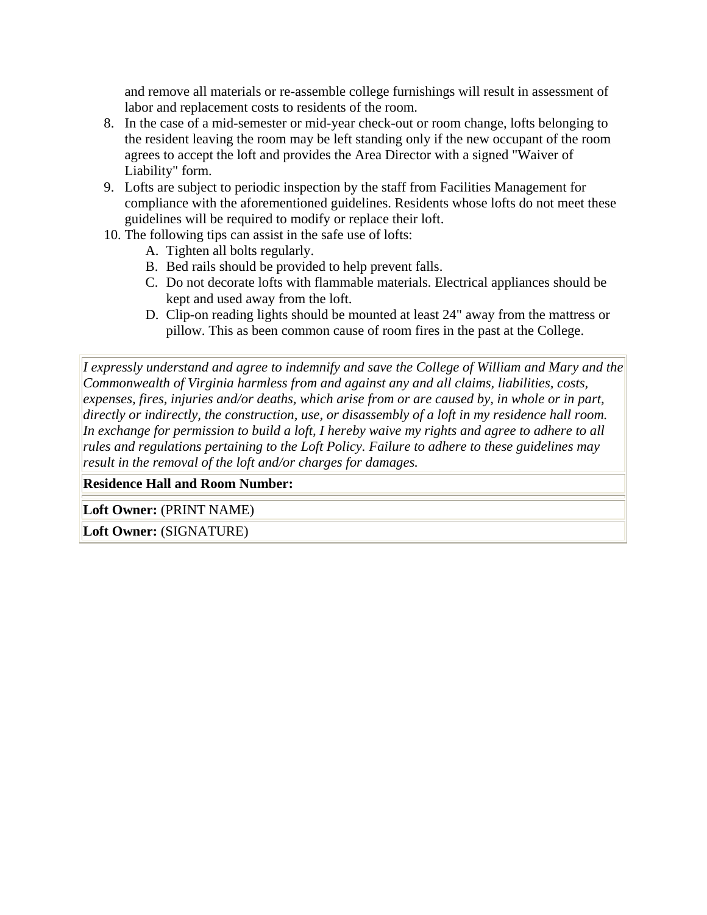and remove all materials or re-assemble college furnishings will result in assessment of labor and replacement costs to residents of the room.

8. In the case of a mid-semester or mid-year check-out or room change, lofts belonging to the resident leaving the room may be left standing only if the new occupant of the room agrees to accept the loft and provides the Area Director with a signed "Waiver of Liability" form.
9. Lofts are subject to periodic inspection by the staff from Facilities Management for compliance with the aforementioned guidelines. Residents whose lofts do not meet these guidelines will be required to modify or replace their loft.
10. The following tips can assist in the safe use of lofts:
    A. Tighten all bolts regularly.
    B. Bed rails should be provided to help prevent falls.
    C. Do not decorate lofts with flammable materials. Electrical appliances should be kept and used away from the loft.
    D. Clip-on reading lights should be mounted at least 24" away from the mattress or pillow. This as been common cause of room fires in the past at the College.

| |
|---|
| *I expressly understand and agree to indemnify and save the College of William and Mary and the Commonwealth of Virginia harmless from and against any and all claims, liabilities, costs, expenses, fires, injuries and/or deaths, which arise from or are caused by, in whole or in part, directly or indirectly, the construction, use, or disassembly of a loft in my residence hall room. In exchange for permission to build a loft, I hereby waive my rights and agree to adhere to all rules and regulations pertaining to the Loft Policy. Failure to adhere to these guidelines may result in the removal of the loft and/or charges for damages.* |
| **Residence Hall and Room Number:** |
| **Loft Owner:** (PRINT NAME) |
| **Loft Owner:** (SIGNATURE) |